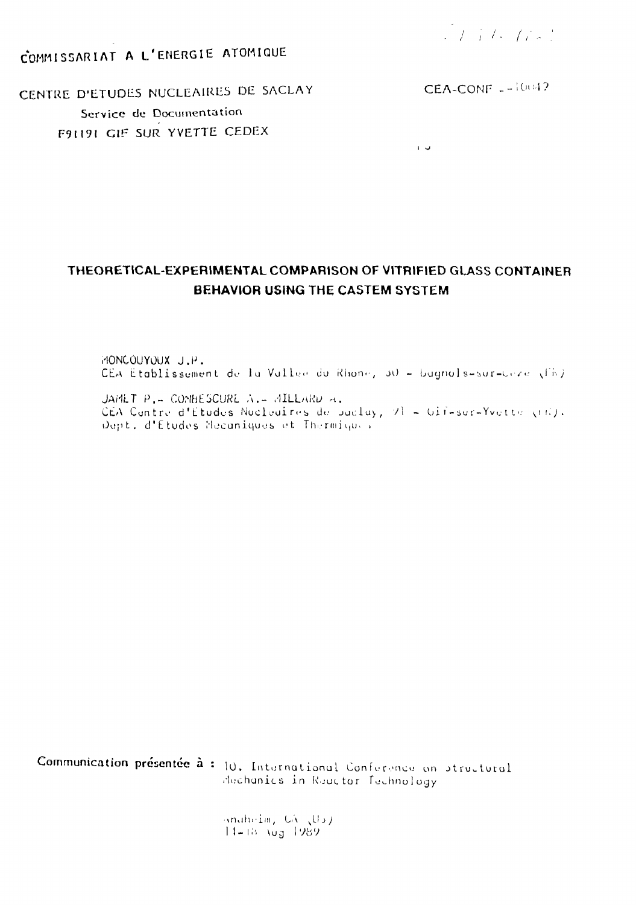COMMISSARIAT A L'ENERGIE ATOMIQUE

CENTRE D'ETUDES NUCLEAIRES DE SACLAY

Service de Documentation

F91191 GIF SUR YVETTE CEDEX

CEA-CONF --10047

# THEORETICAL-EXPERIMENTAL COMPARISON OF VITRIFIED GLASS CONTAINER BEHAVIOR USING THE CASTEM SYSTEM

MONCOUYOUX J.P.
CEA Etablissement de la Vallee du Rhone, 30 - Bagnols-sur-Ceze (FR)

JAMET P.- COMBESCURE A.- MILLARD A.
CEA Centre d'Etudes Nucleaires de Saclay, 91 - Gif-sur-Yvette (FR).
Dept. d'Etudes Mecaniques et Thermiques

Communication présentée à : 10. International Conference on Structural Mechanics in Reactor Technology

Anaheim, CA (US)
14-18 Aug 1989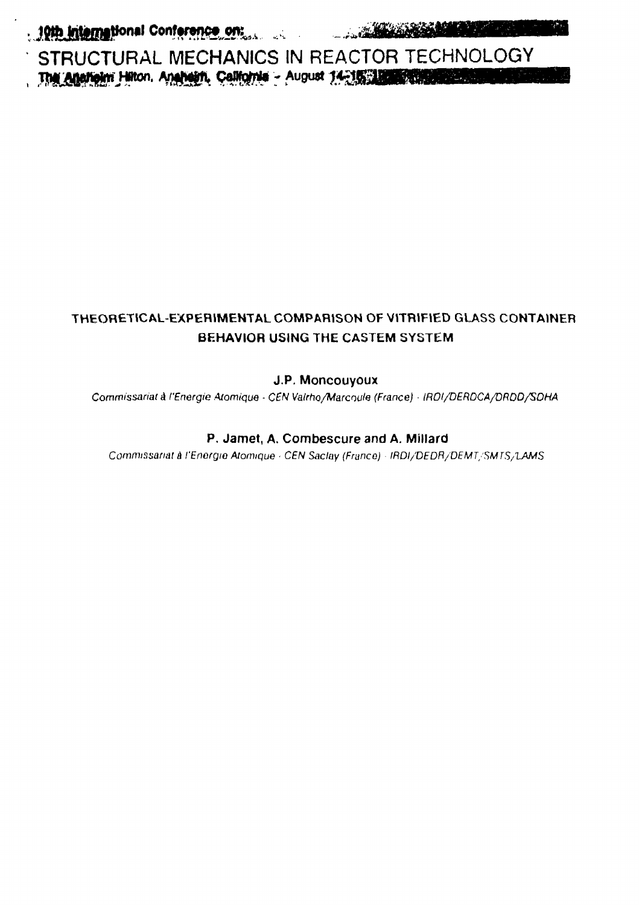10th International Conference on:

STRUCTURAL MECHANICS IN REACTOR TECHNOLOGY

The Anaheim Hilton, Anaheim, California - August 14-18

# THEORETICAL-EXPERIMENTAL COMPARISON OF VITRIFIED GLASS CONTAINER BEHAVIOR USING THE CASTEM SYSTEM

**J.P. Moncouyoux**

*Commissariat à l'Energie Atomique - CEN Valrho/Marcoule (France) - IRDI/DERDCA/DRDD/SDHA*

**P. Jamet, A. Combescure and A. Millard**

*Commissariat à l'Energie Atomique - CEN Saclay (France) - IRDI/DEDR/DEMT/SMTS/LAMS*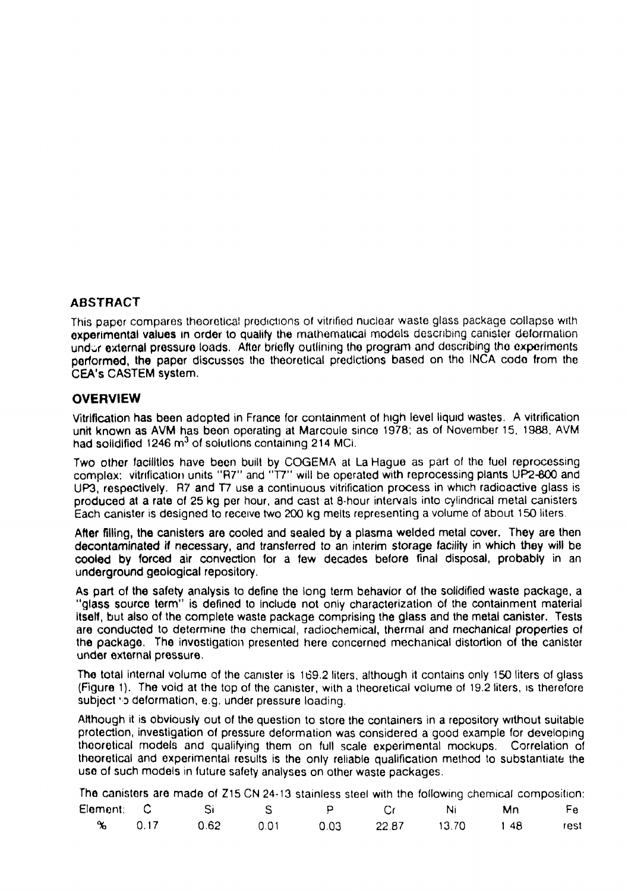## ABSTRACT

This paper compares theoretical predictions of vitrified nuclear waste glass package collapse with experimental values in order to qualify the mathematical models describing canister deformation under external pressure loads. After briefly outlining the program and describing the experiments performed, the paper discusses the theoretical predictions based on the INCA code from the CEA's CASTEM system.

## OVERVIEW

Vitrification has been adopted in France for containment of high level liquid wastes. A vitrification unit known as AVM has been operating at Marcoule since 1978; as of November 15, 1988, AVM had solidified 1246 $m^3$ of solutions containing 214 MCi.

Two other facilities have been built by COGEMA at La Hague as part of the fuel reprocessing complex: vitrification units "R7" and "T7" will be operated with reprocessing plants UP2-800 and UP3, respectively. R7 and T7 use a continuous vitrification process in which radioactive glass is produced at a rate of 25 kg per hour, and cast at 8-hour intervals into cylindrical metal canisters. Each canister is designed to receive two 200 kg melts representing a volume of about 150 liters.

After filling, the canisters are cooled and sealed by a plasma welded metal cover. They are then decontaminated if necessary, and transferred to an interim storage facility in which they will be cooled by forced air convection for a few decades before final disposal, probably in an underground geological repository.

As part of the safety analysis to define the long term behavior of the solidified waste package, a "glass source term" is defined to include not only characterization of the containment material itself, but also of the complete waste package comprising the glass and the metal canister. Tests are conducted to determine the chemical, radiochemical, thermal and mechanical properties of the package. The investigation presented here concerned mechanical distortion of the canister under external pressure.

The total internal volume of the canister is 169.2 liters, although it contains only 150 liters of glass (Figure 1). The void at the top of the canister, with a theoretical volume of 19.2 liters, is therefore subject to deformation, e.g. under pressure loading.

Although it is obviously out of the question to store the containers in a repository without suitable protection, investigation of pressure deformation was considered a good example for developing theoretical models and qualifying them on full scale experimental mockups. Correlation of theoretical and experimental results is the only reliable qualification method to substantiate the use of such models in future safety analyses on other waste packages.

The canisters are made of Z15 CN 24-13 stainless steel with the following chemical composition:

| Element: | C | Si | S | P | Cr | Ni | Mn | Fe |
|---|---|---|---|---|---|---|---|---|
| % | 0.17 | 0.62 | 0.01 | 0.03 | 22.87 | 13.70 | 1.48 | rest |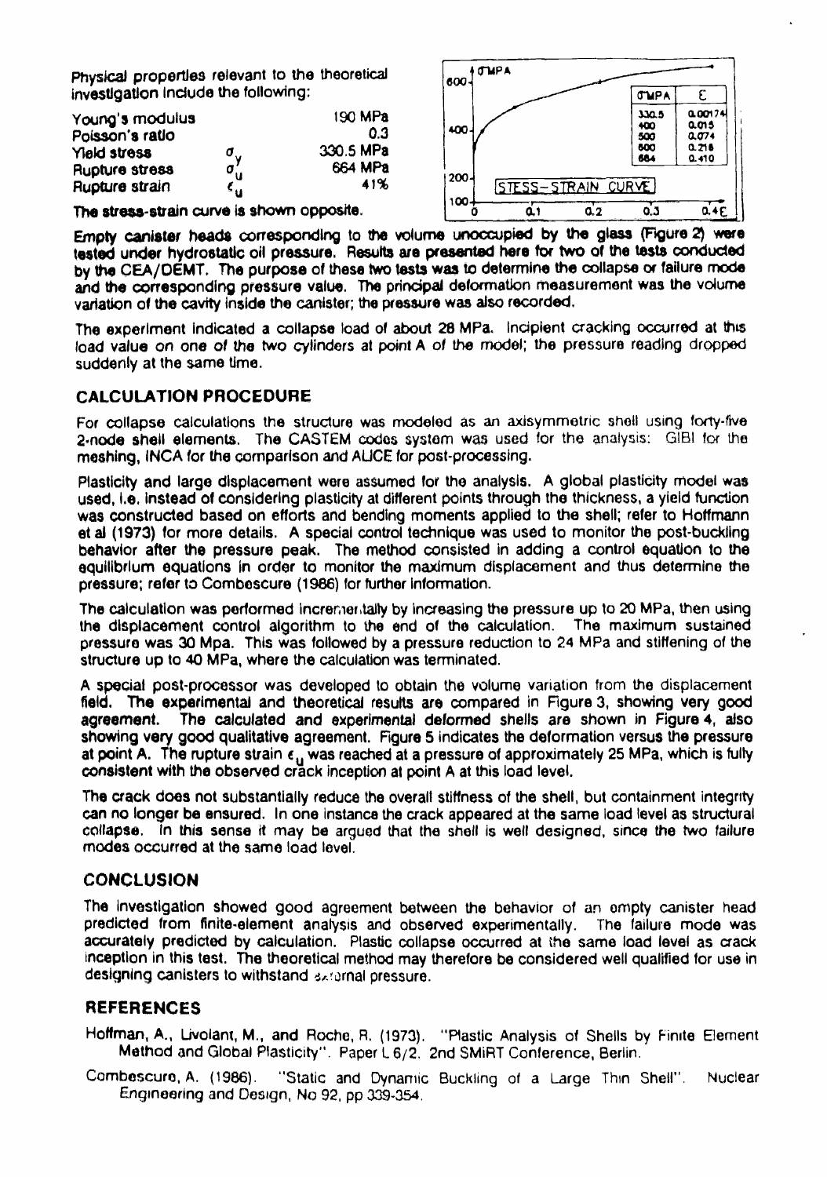Physical properties relevant to the theoretical investigation include the following:

| | | |
|---|---|---|
| Young's modulus | | 190 MPa |
| Poisson's ratio | | 0.3 |
| Yield stress | $\sigma_y$ | 330.5 MPa |
| Rupture stress | $\sigma_u$ | 664 MPa |
| Rupture strain | $\epsilon_u$ | 41% |

The stress-strain curve is shown opposite.

STESS-STRAIN CURVE

| σ MPA | ε |
|---|---|
| 330.5 | 0.00174 |
| 400 | 0.015 |
| 500 | 0.074 |
| 600 | 0.218 |
| 664 | 0.410 |

**Empty canister heads corresponding to the volume unoccupied by the glass (Figure 2) were tested under hydrostatic oil pressure. Results are presented here for two of the tests conducted by the CEA/DEMT. The purpose of these two tests was to determine the collapse or failure mode and the corresponding pressure value. The principal deformation measurement was the volume variation of the cavity inside the canister; the pressure was also recorded.**

The experiment indicated a collapse load of about 28 MPa. Incipient cracking occurred at this load value on one of the two cylinders at point A of the model; the pressure reading dropped suddenly at the same time.

## CALCULATION PROCEDURE

For collapse calculations the structure was modeled as an axisymmetric shell using forty-five 2-node shell elements. The CASTEM codes system was used for the analysis: GIBI for the meshing, INCA for the comparison and ALICE for post-processing.

Plasticity and large displacement were assumed for the analysis. A global plasticity model was used, i.e. instead of considering plasticity at different points through the thickness, a yield function was constructed based on efforts and bending moments applied to the shell; refer to Hoffmann et al (1973) for more details. A special control technique was used to monitor the post-buckling behavior after the pressure peak. The method consisted in adding a control equation to the equilibrium equations in order to monitor the maximum displacement and thus determine the pressure; refer to Combescure (1986) for further information.

The calculation was performed incrementally by increasing the pressure up to 20 MPa, then using the displacement control algorithm to the end of the calculation. The maximum sustained pressure was 30 Mpa. This was followed by a pressure reduction to 24 MPa and stiffening of the structure up to 40 MPa, where the calculation was terminated.

A special post-processor was developed to obtain the volume variation from the displacement field. The experimental and theoretical results are compared in Figure 3, showing very good agreement. The calculated and experimental deformed shells are shown in Figure 4, also showing very good qualitative agreement. Figure 5 indicates the deformation versus the pressure at point A. The rupture strain $\epsilon_u$ was reached at a pressure of approximately 25 MPa, which is fully consistent with the observed crack inception at point A at this load level.

The crack does not substantially reduce the overall stiffness of the shell, but containment integrity can no longer be ensured. In one instance the crack appeared at the same load level as structural collapse. In this sense it may be argued that the shell is well designed, since the two failure modes occurred at the same load level.

## CONCLUSION

The investigation showed good agreement between the behavior of an empty canister head predicted from finite-element analysis and observed experimentally. The failure mode was accurately predicted by calculation. Plastic collapse occurred at the same load level as crack inception in this test. The theoretical method may therefore be considered well qualified for use in designing canisters to withstand external pressure.

## REFERENCES

Hoffman, A., Livolant, M., and Roche, R. (1973). "Plastic Analysis of Shells by Finite Element Method and Global Plasticity". Paper L 6/2. 2nd SMiRT Conference, Berlin.

Combescure, A. (1986). "Static and Dynamic Buckling of a Large Thin Shell". Nuclear Engineering and Design, No 92, pp 339-354.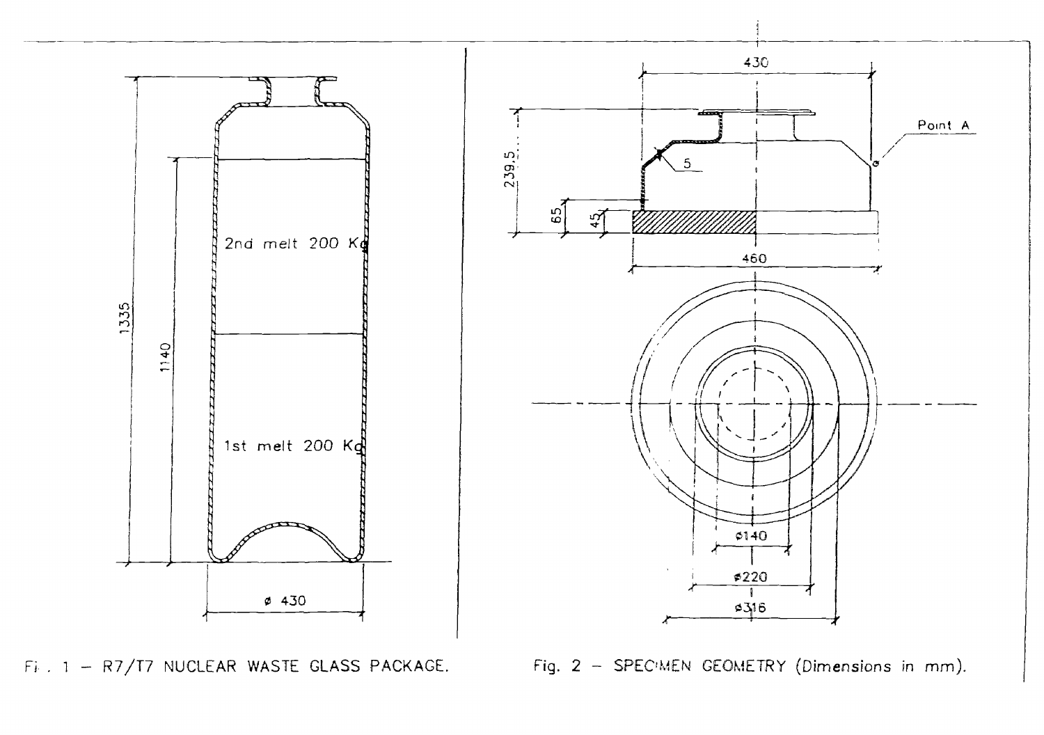Fig. 1 – R7/T7 NUCLEAR WASTE GLASS PACKAGE.

Fig. 2 – SPECIMEN GEOMETRY (Dimensions in mm).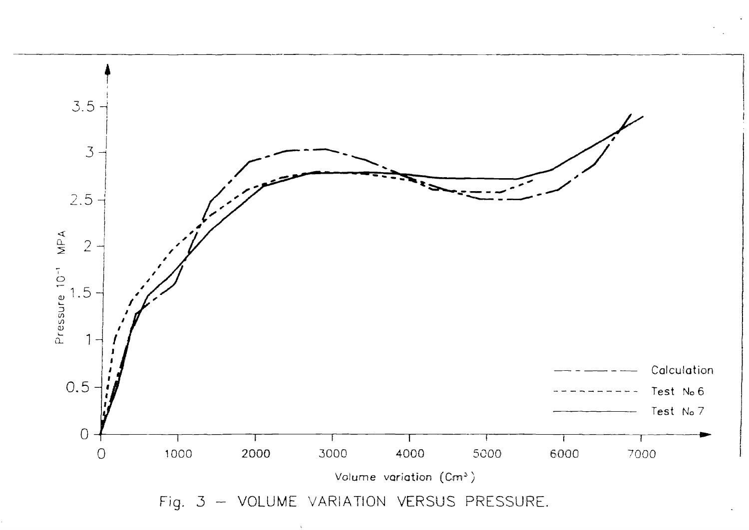3.5

3

2.5

2

1.5

1

0.5

0

Pressure $10^{-1}$ MPA

0

1000

2000

3000

4000

5000

6000

7000

Volume variation (Cm³)

Calculation

Test No 6

Test No 7

Fig. 3 — VOLUME VARIATION VERSUS PRESSURE.